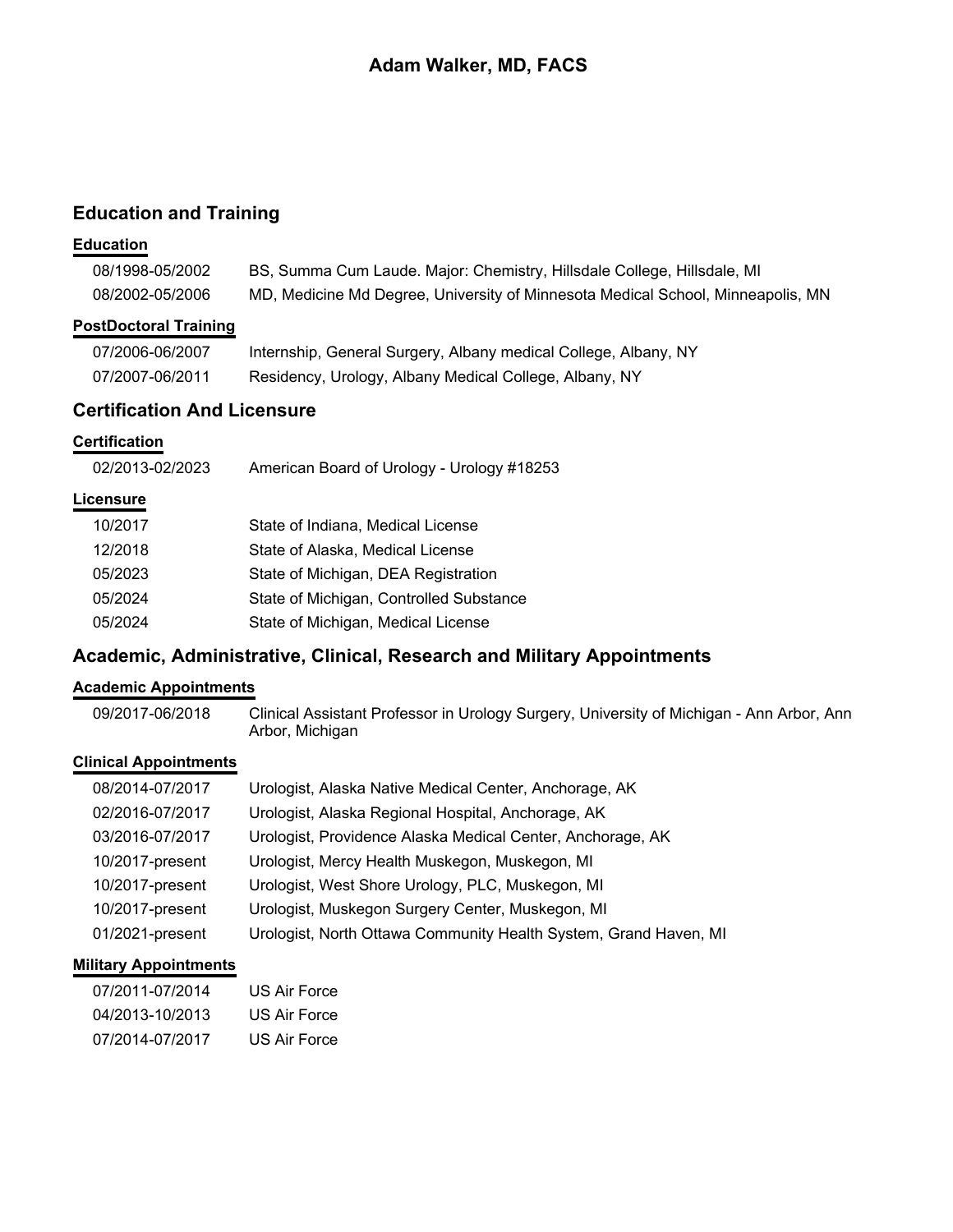# Adam Walker, MD, FACS

## Education and Training

### Education

| | |
|---|---|
| 08/1998-05/2002 | BS, Summa Cum Laude. Major: Chemistry, Hillsdale College, Hillsdale, MI |
| 08/2002-05/2006 | MD, Medicine Md Degree, University of Minnesota Medical School, Minneapolis, MN |

### PostDoctoral Training

| | |
|---|---|
| 07/2006-06/2007 | Internship, General Surgery, Albany medical College, Albany, NY |
| 07/2007-06/2011 | Residency, Urology, Albany Medical College, Albany, NY |

## Certification And Licensure

### Certification

| | |
|---|---|
| 02/2013-02/2023 | American Board of Urology - Urology #18253 |

### Licensure

| | |
|---|---|
| 10/2017 | State of Indiana, Medical License |
| 12/2018 | State of Alaska, Medical License |
| 05/2023 | State of Michigan, DEA Registration |
| 05/2024 | State of Michigan, Controlled Substance |
| 05/2024 | State of Michigan, Medical License |

## Academic, Administrative, Clinical, Research and Military Appointments

### Academic Appointments

| | |
|---|---|
| 09/2017-06/2018 | Clinical Assistant Professor in Urology Surgery, University of Michigan - Ann Arbor, Ann Arbor, Michigan |

### Clinical Appointments

| | |
|---|---|
| 08/2014-07/2017 | Urologist, Alaska Native Medical Center, Anchorage, AK |
| 02/2016-07/2017 | Urologist, Alaska Regional Hospital, Anchorage, AK |
| 03/2016-07/2017 | Urologist, Providence Alaska Medical Center, Anchorage, AK |
| 10/2017-present | Urologist, Mercy Health Muskegon, Muskegon, MI |
| 10/2017-present | Urologist, West Shore Urology, PLC, Muskegon, MI |
| 10/2017-present | Urologist, Muskegon Surgery Center, Muskegon, MI |
| 01/2021-present | Urologist, North Ottawa Community Health System, Grand Haven, MI |

### Military Appointments

| | |
|---|---|
| 07/2011-07/2014 | US Air Force |
| 04/2013-10/2013 | US Air Force |
| 07/2014-07/2017 | US Air Force |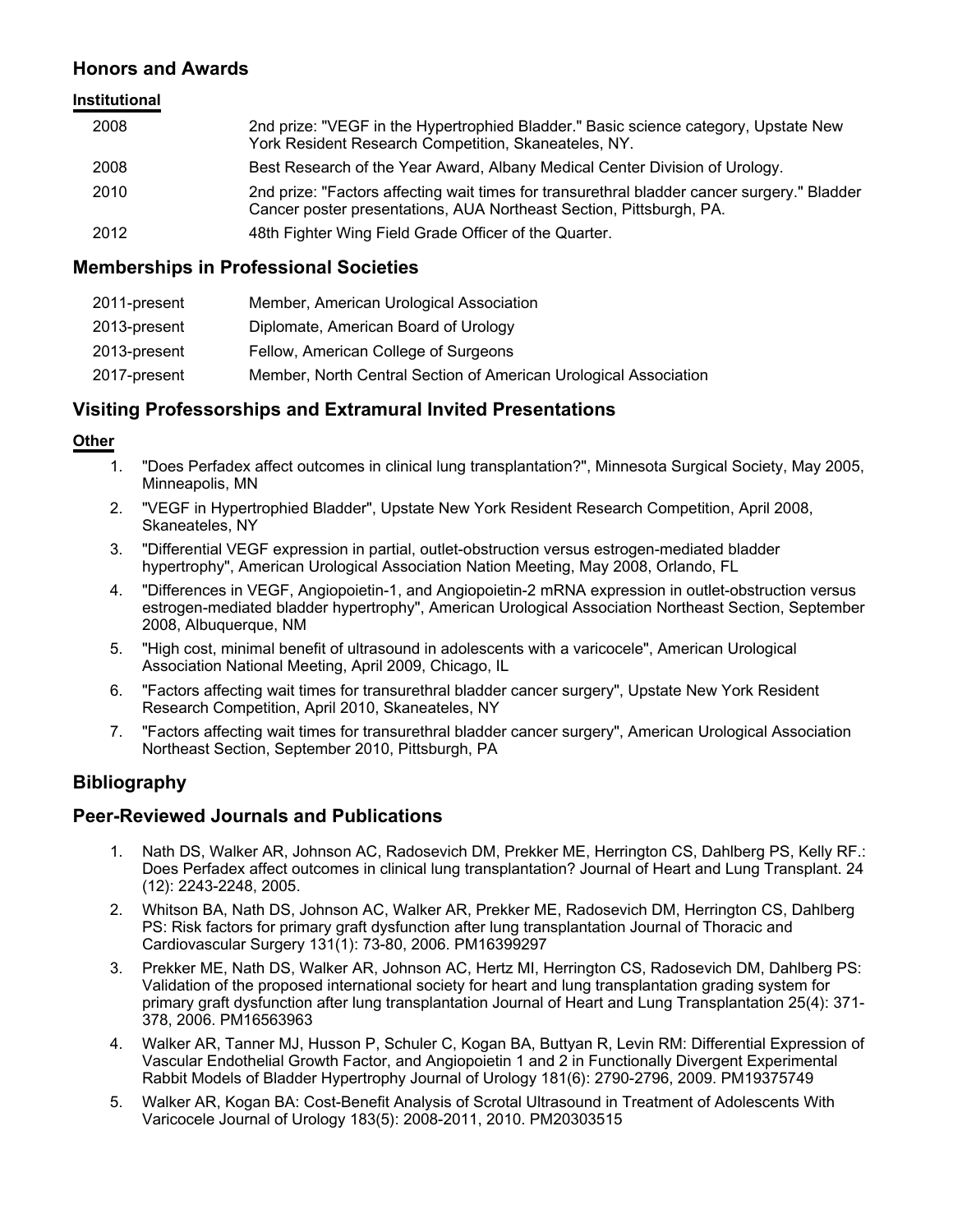## Honors and Awards

**Institutional**

| | |
|---|---|
| 2008 | 2nd prize: "VEGF in the Hypertrophied Bladder." Basic science category, Upstate New York Resident Research Competition, Skaneateles, NY. |
| 2008 | Best Research of the Year Award, Albany Medical Center Division of Urology. |
| 2010 | 2nd prize: "Factors affecting wait times for transurethral bladder cancer surgery." Bladder Cancer poster presentations, AUA Northeast Section, Pittsburgh, PA. |
| 2012 | 48th Fighter Wing Field Grade Officer of the Quarter. |

## Memberships in Professional Societies

| | |
|---|---|
| 2011-present | Member, American Urological Association |
| 2013-present | Diplomate, American Board of Urology |
| 2013-present | Fellow, American College of Surgeons |
| 2017-present | Member, North Central Section of American Urological Association |

## Visiting Professorships and Extramural Invited Presentations

**Other**

1. "Does Perfadex affect outcomes in clinical lung transplantation?", Minnesota Surgical Society, May 2005, Minneapolis, MN
2. "VEGF in Hypertrophied Bladder", Upstate New York Resident Research Competition, April 2008, Skaneateles, NY
3. "Differential VEGF expression in partial, outlet-obstruction versus estrogen-mediated bladder hypertrophy", American Urological Association Nation Meeting, May 2008, Orlando, FL
4. "Differences in VEGF, Angiopoietin-1, and Angiopoietin-2 mRNA expression in outlet-obstruction versus estrogen-mediated bladder hypertrophy", American Urological Association Northeast Section, September 2008, Albuquerque, NM
5. "High cost, minimal benefit of ultrasound in adolescents with a varicocele", American Urological Association National Meeting, April 2009, Chicago, IL
6. "Factors affecting wait times for transurethral bladder cancer surgery", Upstate New York Resident Research Competition, April 2010, Skaneateles, NY
7. "Factors affecting wait times for transurethral bladder cancer surgery", American Urological Association Northeast Section, September 2010, Pittsburgh, PA

## Bibliography

## Peer-Reviewed Journals and Publications

1. Nath DS, Walker AR, Johnson AC, Radosevich DM, Prekker ME, Herrington CS, Dahlberg PS, Kelly RF.: Does Perfadex affect outcomes in clinical lung transplantation? Journal of Heart and Lung Transplant. 24 (12): 2243-2248, 2005.
2. Whitson BA, Nath DS, Johnson AC, Walker AR, Prekker ME, Radosevich DM, Herrington CS, Dahlberg PS: Risk factors for primary graft dysfunction after lung transplantation Journal of Thoracic and Cardiovascular Surgery 131(1): 73-80, 2006. PM16399297
3. Prekker ME, Nath DS, Walker AR, Johnson AC, Hertz MI, Herrington CS, Radosevich DM, Dahlberg PS: Validation of the proposed international society for heart and lung transplantation grading system for primary graft dysfunction after lung transplantation Journal of Heart and Lung Transplantation 25(4): 371-378, 2006. PM16563963
4. Walker AR, Tanner MJ, Husson P, Schuler C, Kogan BA, Buttyan R, Levin RM: Differential Expression of Vascular Endothelial Growth Factor, and Angiopoietin 1 and 2 in Functionally Divergent Experimental Rabbit Models of Bladder Hypertrophy Journal of Urology 181(6): 2790-2796, 2009. PM19375749
5. Walker AR, Kogan BA: Cost-Benefit Analysis of Scrotal Ultrasound in Treatment of Adolescents With Varicocele Journal of Urology 183(5): 2008-2011, 2010. PM20303515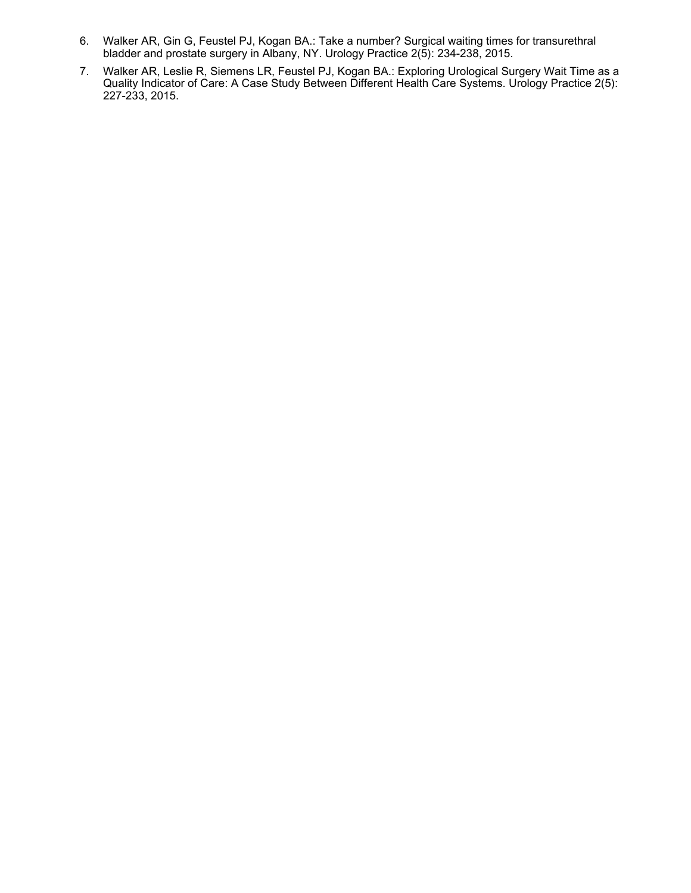6. Walker AR, Gin G, Feustel PJ, Kogan BA.: Take a number? Surgical waiting times for transurethral bladder and prostate surgery in Albany, NY. Urology Practice 2(5): 234-238, 2015.
7. Walker AR, Leslie R, Siemens LR, Feustel PJ, Kogan BA.: Exploring Urological Surgery Wait Time as a Quality Indicator of Care: A Case Study Between Different Health Care Systems. Urology Practice 2(5): 227-233, 2015.